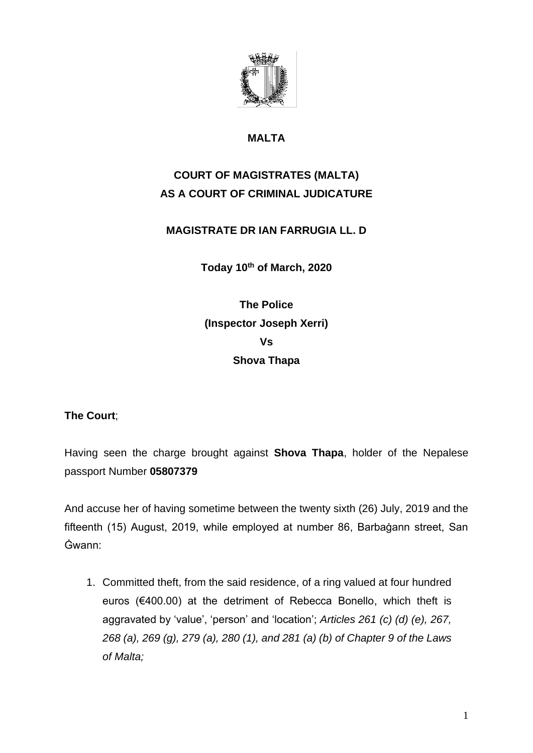**MALTA**

**COURT OF MAGISTRATES (MALTA)**
**AS A COURT OF CRIMINAL JUDICATURE**

**MAGISTRATE DR IAN FARRUGIA LL. D**

**Today 10th of March, 2020**

**The Police**
**(Inspector Joseph Xerri)**
**Vs**
**Shova Thapa**

**The Court**;

Having seen the charge brought against **Shova Thapa**, holder of the Nepalese passport Number **05807379**

And accuse her of having sometime between the twenty sixth (26) July, 2019 and the fifteenth (15) August, 2019, while employed at number 86, Barbaġann street, San Ġwann:

1. Committed theft, from the said residence, of a ring valued at four hundred euros (€400.00) at the detriment of Rebecca Bonello, which theft is aggravated by 'value', 'person' and 'location'; *Articles 261 (c) (d) (e), 267, 268 (a), 269 (g), 279 (a), 280 (1), and 281 (a) (b) of Chapter 9 of the Laws of Malta;*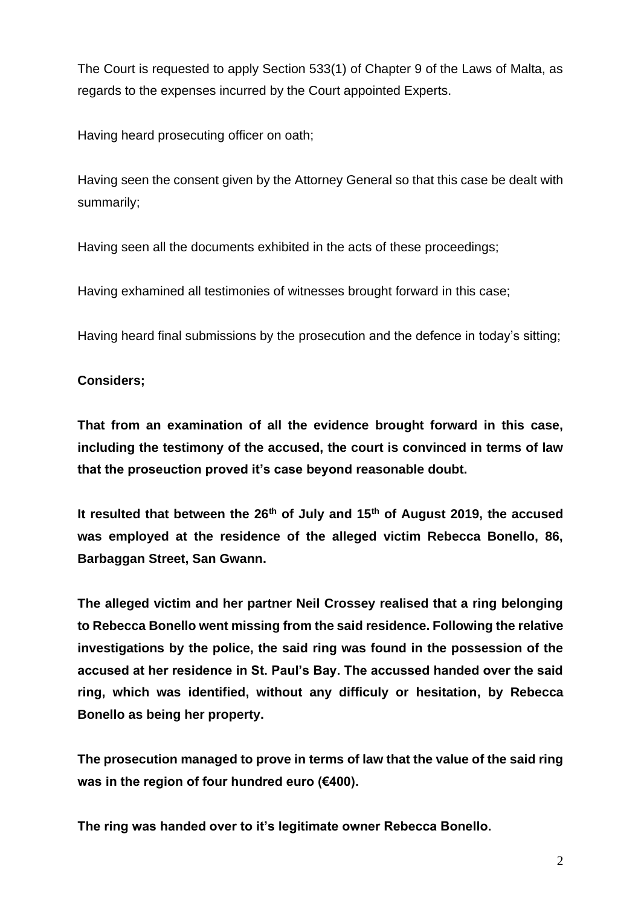The Court is requested to apply Section 533(1) of Chapter 9 of the Laws of Malta, as regards to the expenses incurred by the Court appointed Experts.

Having heard prosecuting officer on oath;

Having seen the consent given by the Attorney General so that this case be dealt with summarily;

Having seen all the documents exhibited in the acts of these proceedings;

Having exhamined all testimonies of witnesses brought forward in this case;

Having heard final submissions by the prosecution and the defence in today's sitting;

**Considers;**

**That from an examination of all the evidence brought forward in this case, including the testimony of the accused, the court is convinced in terms of law that the proseuction proved it's case beyond reasonable doubt.**

**It resulted that between the 26th of July and 15th of August 2019, the accused was employed at the residence of the alleged victim Rebecca Bonello, 86, Barbaggan Street, San Gwann.**

**The alleged victim and her partner Neil Crossey realised that a ring belonging to Rebecca Bonello went missing from the said residence. Following the relative investigations by the police, the said ring was found in the possession of the accused at her residence in St. Paul's Bay. The accussed handed over the said ring, which was identified, without any difficuly or hesitation, by Rebecca Bonello as being her property.**

**The prosecution managed to prove in terms of law that the value of the said ring was in the region of four hundred euro (€400).**

**The ring was handed over to it's legitimate owner Rebecca Bonello.**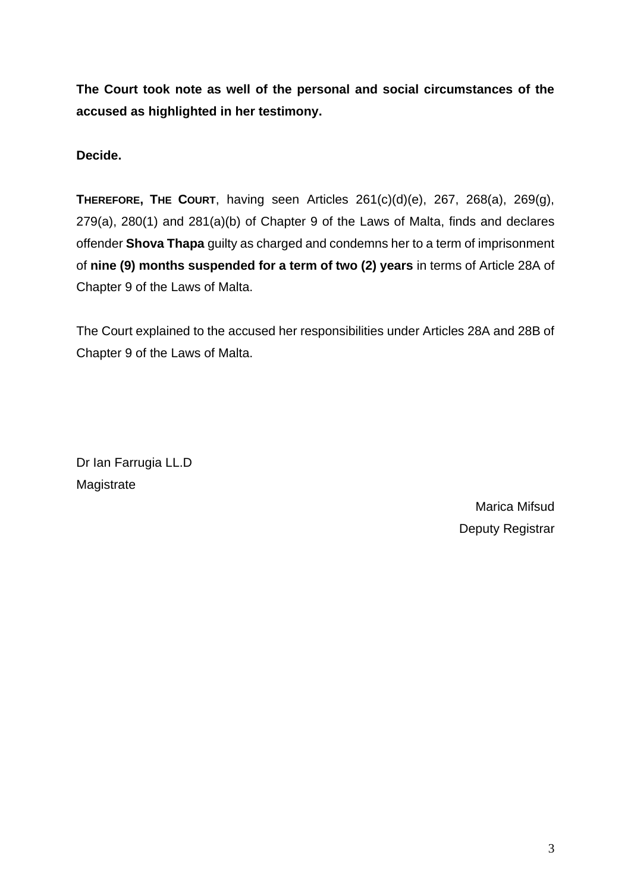**The Court took note as well of the personal and social circumstances of the accused as highlighted in her testimony.**

**Decide.**

**THEREFORE, THE COURT**, having seen Articles 261(c)(d)(e), 267, 268(a), 269(g), 279(a), 280(1) and 281(a)(b) of Chapter 9 of the Laws of Malta, finds and declares offender **Shova Thapa** guilty as charged and condemns her to a term of imprisonment of **nine (9) months suspended for a term of two (2) years** in terms of Article 28A of Chapter 9 of the Laws of Malta.

The Court explained to the accused her responsibilities under Articles 28A and 28B of Chapter 9 of the Laws of Malta.

Dr Ian Farrugia LL.D
Magistrate

Marica Mifsud
Deputy Registrar